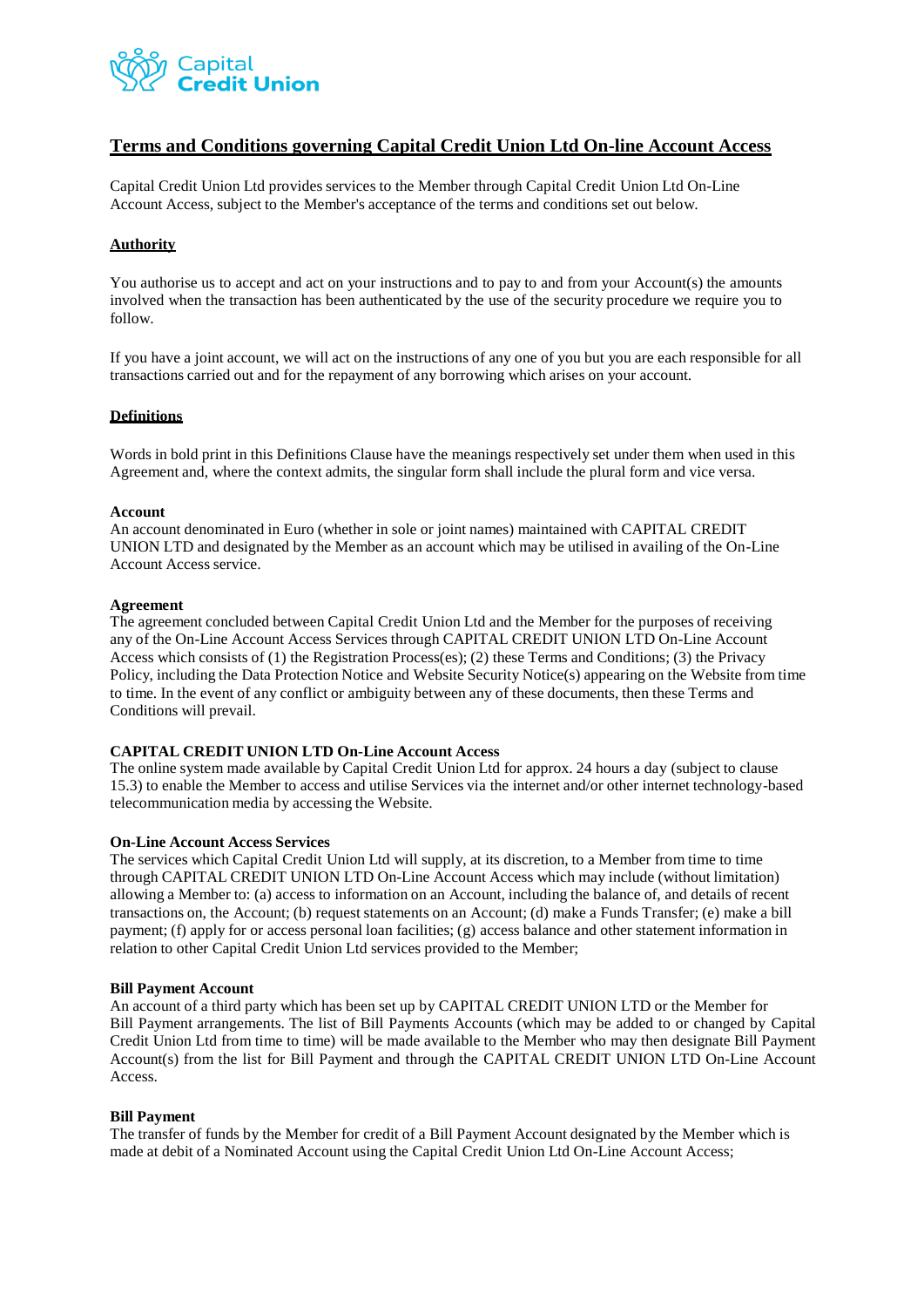# Terms and Conditions governing Capital Credit Union Ltd On-line Account Access

Capital Credit Union Ltd provides services to the Member through Capital Credit Union Ltd On-Line Account Access, subject to the Member's acceptance of the terms and conditions set out below.

## Authority

You authorise us to accept and act on your instructions and to pay to and from your Account(s) the amounts involved when the transaction has been authenticated by the use of the security procedure we require you to follow.

If you have a joint account, we will act on the instructions of any one of you but you are each responsible for all transactions carried out and for the repayment of any borrowing which arises on your account.

## Definitions

Words in bold print in this Definitions Clause have the meanings respectively set under them when used in this Agreement and, where the context admits, the singular form shall include the plural form and vice versa.

**Account**
An account denominated in Euro (whether in sole or joint names) maintained with CAPITAL CREDIT UNION LTD and designated by the Member as an account which may be utilised in availing of the On-Line Account Access service.

**Agreement**
The agreement concluded between Capital Credit Union Ltd and the Member for the purposes of receiving any of the On-Line Account Access Services through CAPITAL CREDIT UNION LTD On-Line Account Access which consists of (1) the Registration Process(es); (2) these Terms and Conditions; (3) the Privacy Policy, including the Data Protection Notice and Website Security Notice(s) appearing on the Website from time to time. In the event of any conflict or ambiguity between any of these documents, then these Terms and Conditions will prevail.

**CAPITAL CREDIT UNION LTD On-Line Account Access**
The online system made available by Capital Credit Union Ltd for approx. 24 hours a day (subject to clause 15.3) to enable the Member to access and utilise Services via the internet and/or other internet technology-based telecommunication media by accessing the Website.

**On-Line Account Access Services**
The services which Capital Credit Union Ltd will supply, at its discretion, to a Member from time to time through CAPITAL CREDIT UNION LTD On-Line Account Access which may include (without limitation) allowing a Member to: (a) access to information on an Account, including the balance of, and details of recent transactions on, the Account; (b) request statements on an Account; (d) make a Funds Transfer; (e) make a bill payment; (f) apply for or access personal loan facilities; (g) access balance and other statement information in relation to other Capital Credit Union Ltd services provided to the Member;

**Bill Payment Account**
An account of a third party which has been set up by CAPITAL CREDIT UNION LTD or the Member for Bill Payment arrangements. The list of Bill Payments Accounts (which may be added to or changed by Capital Credit Union Ltd from time to time) will be made available to the Member who may then designate Bill Payment Account(s) from the list for Bill Payment and through the CAPITAL CREDIT UNION LTD On-Line Account Access.

**Bill Payment**
The transfer of funds by the Member for credit of a Bill Payment Account designated by the Member which is made at debit of a Nominated Account using the Capital Credit Union Ltd On-Line Account Access;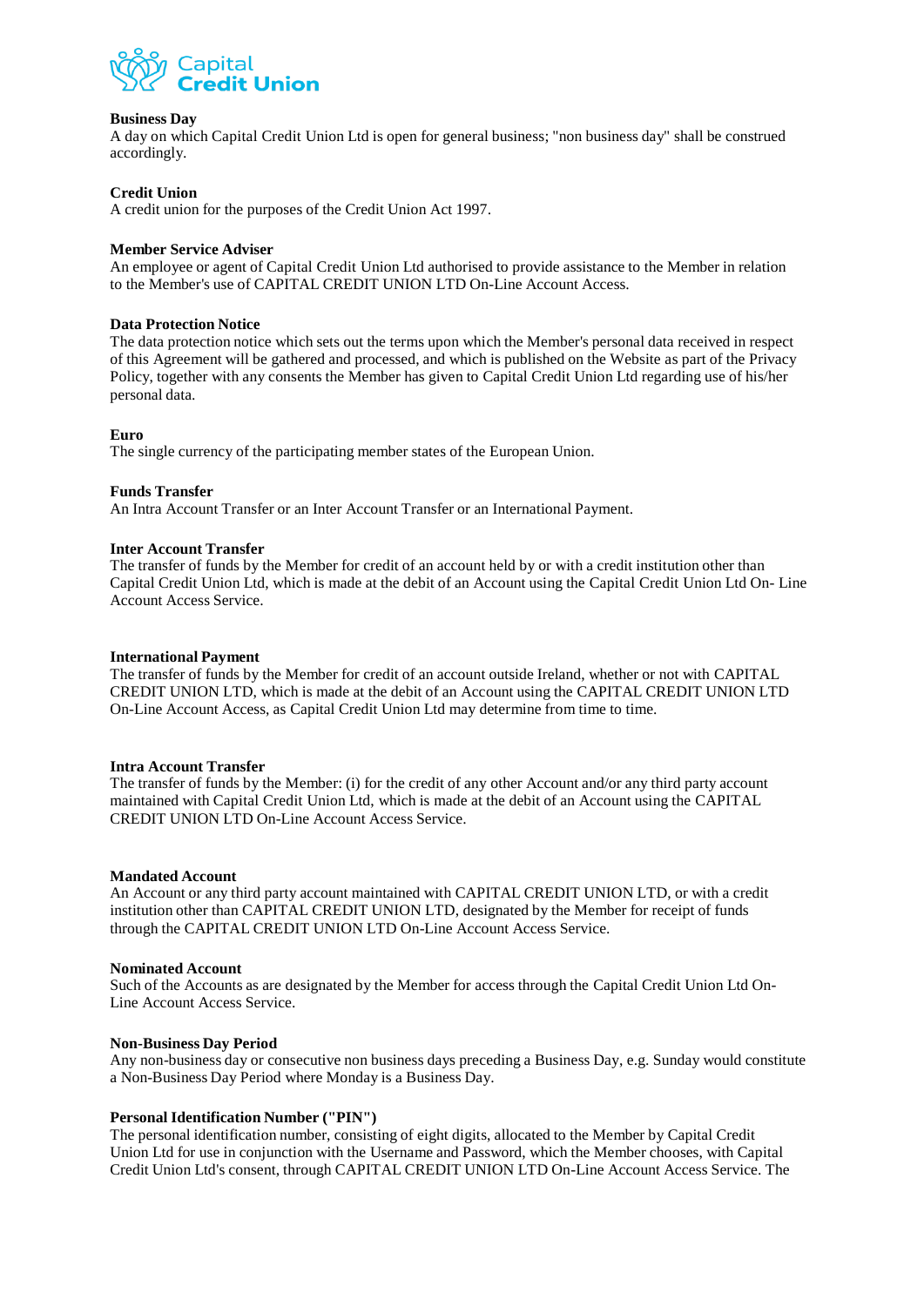**Business Day**
A day on which Capital Credit Union Ltd is open for general business; "non business day" shall be construed accordingly.

**Credit Union**
A credit union for the purposes of the Credit Union Act 1997.

**Member Service Adviser**
An employee or agent of Capital Credit Union Ltd authorised to provide assistance to the Member in relation to the Member's use of CAPITAL CREDIT UNION LTD On-Line Account Access.

**Data Protection Notice**
The data protection notice which sets out the terms upon which the Member's personal data received in respect of this Agreement will be gathered and processed, and which is published on the Website as part of the Privacy Policy, together with any consents the Member has given to Capital Credit Union Ltd regarding use of his/her personal data.

**Euro**
The single currency of the participating member states of the European Union.

**Funds Transfer**
An Intra Account Transfer or an Inter Account Transfer or an International Payment.

**Inter Account Transfer**
The transfer of funds by the Member for credit of an account held by or with a credit institution other than Capital Credit Union Ltd, which is made at the debit of an Account using the Capital Credit Union Ltd On- Line Account Access Service.

**International Payment**
The transfer of funds by the Member for credit of an account outside Ireland, whether or not with CAPITAL CREDIT UNION LTD, which is made at the debit of an Account using the CAPITAL CREDIT UNION LTD On-Line Account Access, as Capital Credit Union Ltd may determine from time to time.

**Intra Account Transfer**
The transfer of funds by the Member: (i) for the credit of any other Account and/or any third party account maintained with Capital Credit Union Ltd, which is made at the debit of an Account using the CAPITAL CREDIT UNION LTD On-Line Account Access Service.

**Mandated Account**
An Account or any third party account maintained with CAPITAL CREDIT UNION LTD, or with a credit institution other than CAPITAL CREDIT UNION LTD, designated by the Member for receipt of funds through the CAPITAL CREDIT UNION LTD On-Line Account Access Service.

**Nominated Account**
Such of the Accounts as are designated by the Member for access through the Capital Credit Union Ltd On-Line Account Access Service.

**Non-Business Day Period**
Any non-business day or consecutive non business days preceding a Business Day, e.g. Sunday would constitute a Non-Business Day Period where Monday is a Business Day.

**Personal Identification Number ("PIN")**
The personal identification number, consisting of eight digits, allocated to the Member by Capital Credit Union Ltd for use in conjunction with the Username and Password, which the Member chooses, with Capital Credit Union Ltd's consent, through CAPITAL CREDIT UNION LTD On-Line Account Access Service. The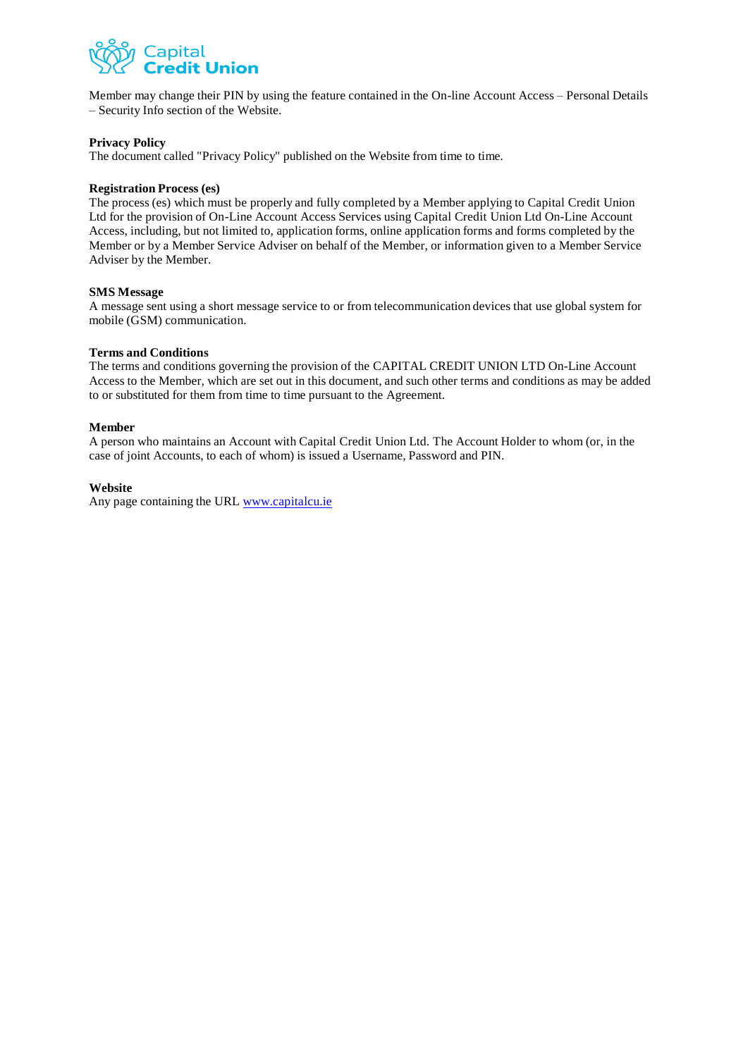Member may change their PIN by using the feature contained in the On-line Account Access – Personal Details – Security Info section of the Website.

**Privacy Policy**
The document called "Privacy Policy" published on the Website from time to time.

**Registration Process (es)**
The process (es) which must be properly and fully completed by a Member applying to Capital Credit Union Ltd for the provision of On-Line Account Access Services using Capital Credit Union Ltd On-Line Account Access, including, but not limited to, application forms, online application forms and forms completed by the Member or by a Member Service Adviser on behalf of the Member, or information given to a Member Service Adviser by the Member.

**SMS Message**
A message sent using a short message service to or from telecommunication devices that use global system for mobile (GSM) communication.

**Terms and Conditions**
The terms and conditions governing the provision of the CAPITAL CREDIT UNION LTD On-Line Account Access to the Member, which are set out in this document, and such other terms and conditions as may be added to or substituted for them from time to time pursuant to the Agreement.

**Member**
A person who maintains an Account with Capital Credit Union Ltd. The Account Holder to whom (or, in the case of joint Accounts, to each of whom) is issued a Username, Password and PIN.

**Website**
Any page containing the URL [www.capitalcu.ie](http://www.capitalcu.ie)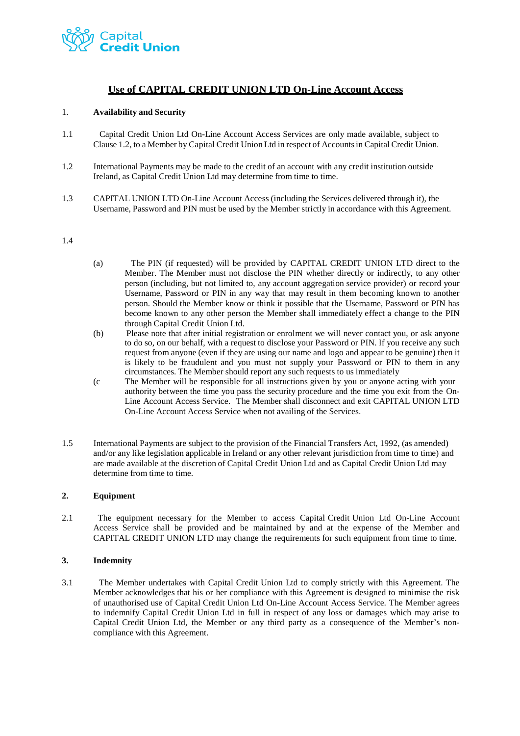# Use of CAPITAL CREDIT UNION LTD On-Line Account Access

1. **Availability and Security**

1.1 Capital Credit Union Ltd On-Line Account Access Services are only made available, subject to Clause 1.2, to a Member by Capital Credit Union Ltd in respect of Accounts in Capital Credit Union.

1.2 International Payments may be made to the credit of an account with any credit institution outside Ireland, as Capital Credit Union Ltd may determine from time to time.

1.3 CAPITAL UNION LTD On-Line Account Access (including the Services delivered through it), the Username, Password and PIN must be used by the Member strictly in accordance with this Agreement.

1.4

(a) The PIN (if requested) will be provided by CAPITAL CREDIT UNION LTD direct to the Member. The Member must not disclose the PIN whether directly or indirectly, to any other person (including, but not limited to, any account aggregation service provider) or record your Username, Password or PIN in any way that may result in them becoming known to another person. Should the Member know or think it possible that the Username, Password or PIN has become known to any other person the Member shall immediately effect a change to the PIN through Capital Credit Union Ltd.

(b) Please note that after initial registration or enrolment we will never contact you, or ask anyone to do so, on our behalf, with a request to disclose your Password or PIN. If you receive any such request from anyone (even if they are using our name and logo and appear to be genuine) then it is likely to be fraudulent and you must not supply your Password or PIN to them in any circumstances. The Member should report any such requests to us immediately

(c The Member will be responsible for all instructions given by you or anyone acting with your authority between the time you pass the security procedure and the time you exit from the On-Line Account Access Service. The Member shall disconnect and exit CAPITAL UNION LTD On-Line Account Access Service when not availing of the Services.

1.5 International Payments are subject to the provision of the Financial Transfers Act, 1992, (as amended) and/or any like legislation applicable in Ireland or any other relevant jurisdiction from time to time) and are made available at the discretion of Capital Credit Union Ltd and as Capital Credit Union Ltd may determine from time to time.

2. **Equipment**

2.1 The equipment necessary for the Member to access Capital Credit Union Ltd On-Line Account Access Service shall be provided and be maintained by and at the expense of the Member and CAPITAL CREDIT UNION LTD may change the requirements for such equipment from time to time.

3. **Indemnity**

3.1 The Member undertakes with Capital Credit Union Ltd to comply strictly with this Agreement. The Member acknowledges that his or her compliance with this Agreement is designed to minimise the risk of unauthorised use of Capital Credit Union Ltd On-Line Account Access Service. The Member agrees to indemnify Capital Credit Union Ltd in full in respect of any loss or damages which may arise to Capital Credit Union Ltd, the Member or any third party as a consequence of the Member's non-compliance with this Agreement.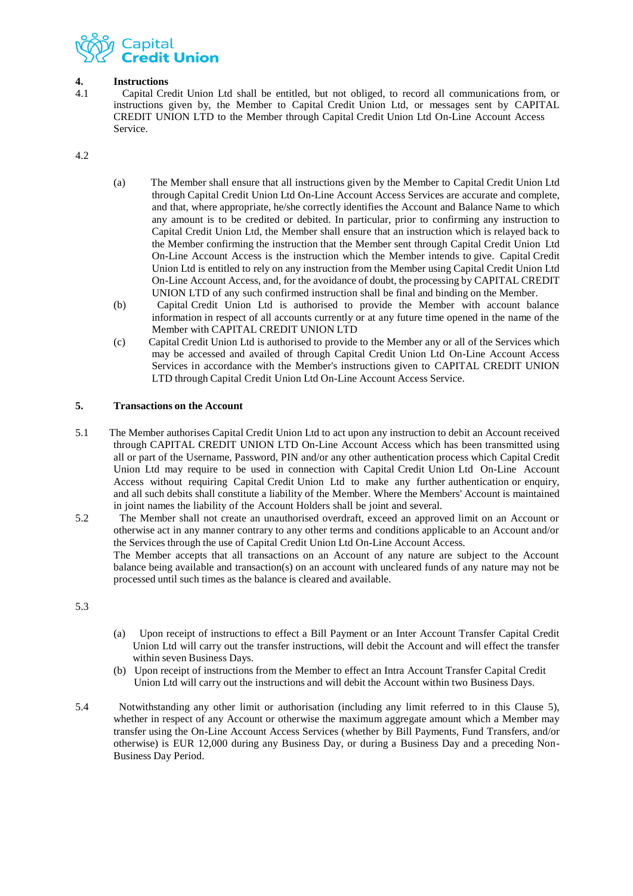**4. Instructions**

4.1 Capital Credit Union Ltd shall be entitled, but not obliged, to record all communications from, or instructions given by, the Member to Capital Credit Union Ltd, or messages sent by CAPITAL CREDIT UNION LTD to the Member through Capital Credit Union Ltd On-Line Account Access Service.

4.2

(a) The Member shall ensure that all instructions given by the Member to Capital Credit Union Ltd through Capital Credit Union Ltd On-Line Account Access Services are accurate and complete, and that, where appropriate, he/she correctly identifies the Account and Balance Name to which any amount is to be credited or debited. In particular, prior to confirming any instruction to Capital Credit Union Ltd, the Member shall ensure that an instruction which is relayed back to the Member confirming the instruction that the Member sent through Capital Credit Union Ltd On-Line Account Access is the instruction which the Member intends to give. Capital Credit Union Ltd is entitled to rely on any instruction from the Member using Capital Credit Union Ltd On-Line Account Access, and, for the avoidance of doubt, the processing by CAPITAL CREDIT UNION LTD of any such confirmed instruction shall be final and binding on the Member.

(b) Capital Credit Union Ltd is authorised to provide the Member with account balance information in respect of all accounts currently or at any future time opened in the name of the Member with CAPITAL CREDIT UNION LTD

(c) Capital Credit Union Ltd is authorised to provide to the Member any or all of the Services which may be accessed and availed of through Capital Credit Union Ltd On-Line Account Access Services in accordance with the Member's instructions given to CAPITAL CREDIT UNION LTD through Capital Credit Union Ltd On-Line Account Access Service.

**5. Transactions on the Account**

5.1 The Member authorises Capital Credit Union Ltd to act upon any instruction to debit an Account received through CAPITAL CREDIT UNION LTD On-Line Account Access which has been transmitted using all or part of the Username, Password, PIN and/or any other authentication process which Capital Credit Union Ltd may require to be used in connection with Capital Credit Union Ltd On-Line Account Access without requiring Capital Credit Union Ltd to make any further authentication or enquiry, and all such debits shall constitute a liability of the Member. Where the Members' Account is maintained in joint names the liability of the Account Holders shall be joint and several.

5.2 The Member shall not create an unauthorised overdraft, exceed an approved limit on an Account or otherwise act in any manner contrary to any other terms and conditions applicable to an Account and/or the Services through the use of Capital Credit Union Ltd On-Line Account Access.
The Member accepts that all transactions on an Account of any nature are subject to the Account balance being available and transaction(s) on an account with uncleared funds of any nature may not be processed until such times as the balance is cleared and available.

5.3

(a) Upon receipt of instructions to effect a Bill Payment or an Inter Account Transfer Capital Credit Union Ltd will carry out the transfer instructions, will debit the Account and will effect the transfer within seven Business Days.

(b) Upon receipt of instructions from the Member to effect an Intra Account Transfer Capital Credit Union Ltd will carry out the instructions and will debit the Account within two Business Days.

5.4 Notwithstanding any other limit or authorisation (including any limit referred to in this Clause 5), whether in respect of any Account or otherwise the maximum aggregate amount which a Member may transfer using the On-Line Account Access Services (whether by Bill Payments, Fund Transfers, and/or otherwise) is EUR 12,000 during any Business Day, or during a Business Day and a preceding Non-Business Day Period.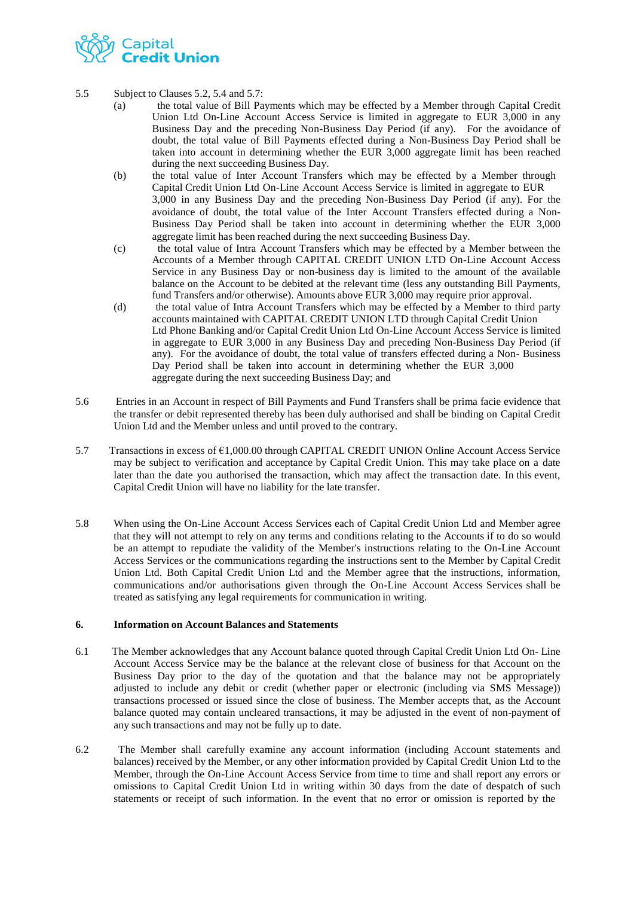5.5 Subject to Clauses 5.2, 5.4 and 5.7:

(a) the total value of Bill Payments which may be effected by a Member through Capital Credit Union Ltd On-Line Account Access Service is limited in aggregate to EUR 3,000 in any Business Day and the preceding Non-Business Day Period (if any). For the avoidance of doubt, the total value of Bill Payments effected during a Non-Business Day Period shall be taken into account in determining whether the EUR 3,000 aggregate limit has been reached during the next succeeding Business Day.

(b) the total value of Inter Account Transfers which may be effected by a Member through Capital Credit Union Ltd On-Line Account Access Service is limited in aggregate to EUR 3,000 in any Business Day and the preceding Non-Business Day Period (if any). For the avoidance of doubt, the total value of the Inter Account Transfers effected during a Non-Business Day Period shall be taken into account in determining whether the EUR 3,000 aggregate limit has been reached during the next succeeding Business Day.

(c) the total value of Intra Account Transfers which may be effected by a Member between the Accounts of a Member through CAPITAL CREDIT UNION LTD On-Line Account Access Service in any Business Day or non-business day is limited to the amount of the available balance on the Account to be debited at the relevant time (less any outstanding Bill Payments, fund Transfers and/or otherwise). Amounts above EUR 3,000 may require prior approval.

(d) the total value of Intra Account Transfers which may be effected by a Member to third party accounts maintained with CAPITAL CREDIT UNION LTD through Capital Credit Union Ltd Phone Banking and/or Capital Credit Union Ltd On-Line Account Access Service is limited in aggregate to EUR 3,000 in any Business Day and preceding Non-Business Day Period (if any). For the avoidance of doubt, the total value of transfers effected during a Non- Business Day Period shall be taken into account in determining whether the EUR 3,000 aggregate during the next succeeding Business Day; and

5.6 Entries in an Account in respect of Bill Payments and Fund Transfers shall be prima facie evidence that the transfer or debit represented thereby has been duly authorised and shall be binding on Capital Credit Union Ltd and the Member unless and until proved to the contrary.

5.7 Transactions in excess of €1,000.00 through CAPITAL CREDIT UNION Online Account Access Service may be subject to verification and acceptance by Capital Credit Union. This may take place on a date later than the date you authorised the transaction, which may affect the transaction date. In this event, Capital Credit Union will have no liability for the late transfer.

5.8 When using the On-Line Account Access Services each of Capital Credit Union Ltd and Member agree that they will not attempt to rely on any terms and conditions relating to the Accounts if to do so would be an attempt to repudiate the validity of the Member's instructions relating to the On-Line Account Access Services or the communications regarding the instructions sent to the Member by Capital Credit Union Ltd. Both Capital Credit Union Ltd and the Member agree that the instructions, information, communications and/or authorisations given through the On-Line Account Access Services shall be treated as satisfying any legal requirements for communication in writing.

## 6. Information on Account Balances and Statements

6.1 The Member acknowledges that any Account balance quoted through Capital Credit Union Ltd On- Line Account Access Service may be the balance at the relevant close of business for that Account on the Business Day prior to the day of the quotation and that the balance may not be appropriately adjusted to include any debit or credit (whether paper or electronic (including via SMS Message)) transactions processed or issued since the close of business. The Member accepts that, as the Account balance quoted may contain uncleared transactions, it may be adjusted in the event of non-payment of any such transactions and may not be fully up to date.

6.2 The Member shall carefully examine any account information (including Account statements and balances) received by the Member, or any other information provided by Capital Credit Union Ltd to the Member, through the On-Line Account Access Service from time to time and shall report any errors or omissions to Capital Credit Union Ltd in writing within 30 days from the date of despatch of such statements or receipt of such information. In the event that no error or omission is reported by the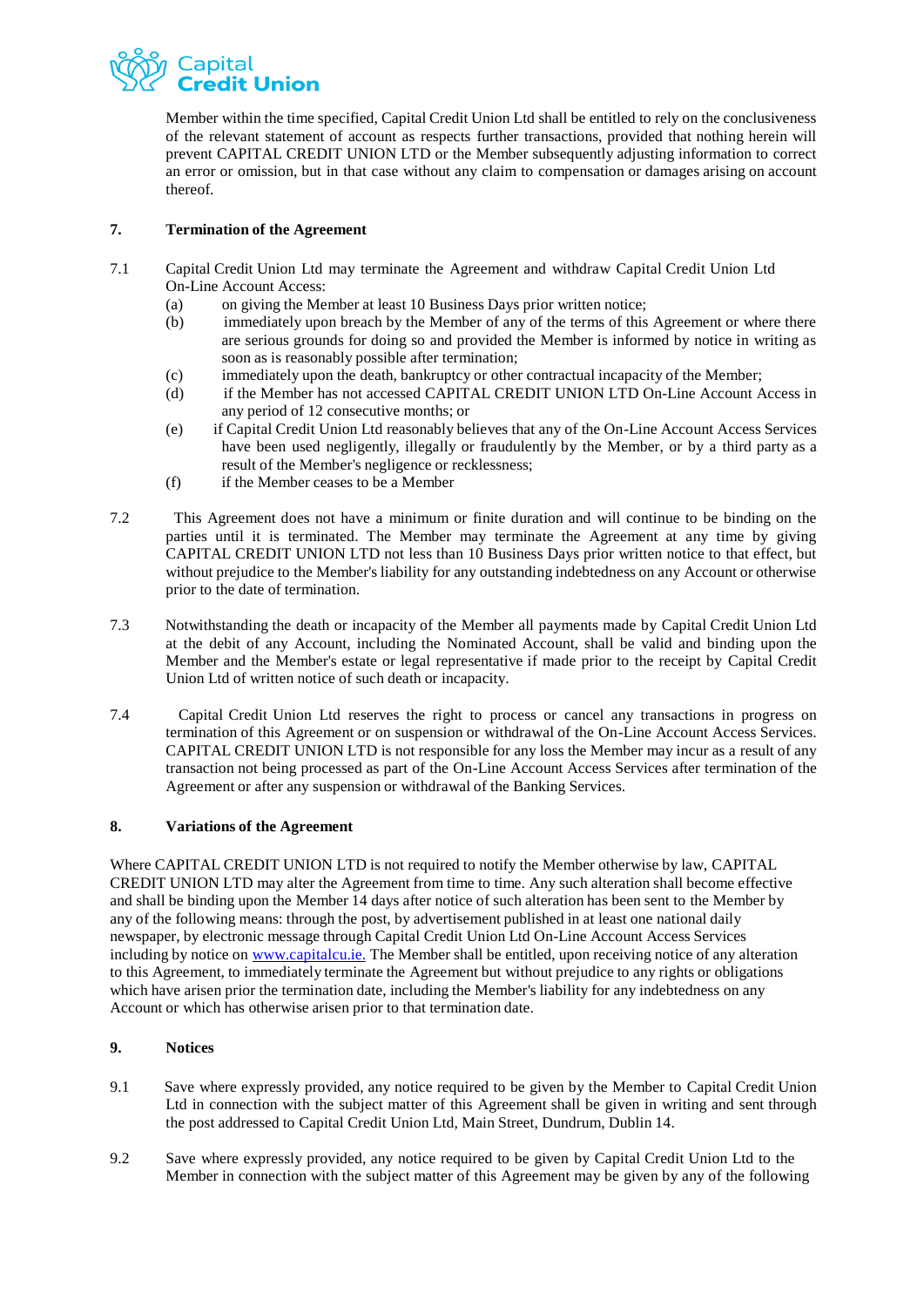Member within the time specified, Capital Credit Union Ltd shall be entitled to rely on the conclusiveness of the relevant statement of account as respects further transactions, provided that nothing herein will prevent CAPITAL CREDIT UNION LTD or the Member subsequently adjusting information to correct an error or omission, but in that case without any claim to compensation or damages arising on account thereof.

## 7. Termination of the Agreement

7.1 Capital Credit Union Ltd may terminate the Agreement and withdraw Capital Credit Union Ltd On-Line Account Access:

(a) on giving the Member at least 10 Business Days prior written notice;

(b) immediately upon breach by the Member of any of the terms of this Agreement or where there are serious grounds for doing so and provided the Member is informed by notice in writing as soon as is reasonably possible after termination;

(c) immediately upon the death, bankruptcy or other contractual incapacity of the Member;

(d) if the Member has not accessed CAPITAL CREDIT UNION LTD On-Line Account Access in any period of 12 consecutive months; or

(e) if Capital Credit Union Ltd reasonably believes that any of the On-Line Account Access Services have been used negligently, illegally or fraudulently by the Member, or by a third party as a result of the Member's negligence or recklessness;

(f) if the Member ceases to be a Member

7.2 This Agreement does not have a minimum or finite duration and will continue to be binding on the parties until it is terminated. The Member may terminate the Agreement at any time by giving CAPITAL CREDIT UNION LTD not less than 10 Business Days prior written notice to that effect, but without prejudice to the Member's liability for any outstanding indebtedness on any Account or otherwise prior to the date of termination.

7.3 Notwithstanding the death or incapacity of the Member all payments made by Capital Credit Union Ltd at the debit of any Account, including the Nominated Account, shall be valid and binding upon the Member and the Member's estate or legal representative if made prior to the receipt by Capital Credit Union Ltd of written notice of such death or incapacity.

7.4 Capital Credit Union Ltd reserves the right to process or cancel any transactions in progress on termination of this Agreement or on suspension or withdrawal of the On-Line Account Access Services. CAPITAL CREDIT UNION LTD is not responsible for any loss the Member may incur as a result of any transaction not being processed as part of the On-Line Account Access Services after termination of the Agreement or after any suspension or withdrawal of the Banking Services.

## 8. Variations of the Agreement

Where CAPITAL CREDIT UNION LTD is not required to notify the Member otherwise by law, CAPITAL CREDIT UNION LTD may alter the Agreement from time to time. Any such alteration shall become effective and shall be binding upon the Member 14 days after notice of such alteration has been sent to the Member by any of the following means: through the post, by advertisement published in at least one national daily newspaper, by electronic message through Capital Credit Union Ltd On-Line Account Access Services including by notice on www.capitalcu.ie. The Member shall be entitled, upon receiving notice of any alteration to this Agreement, to immediately terminate the Agreement but without prejudice to any rights or obligations which have arisen prior the termination date, including the Member's liability for any indebtedness on any Account or which has otherwise arisen prior to that termination date.

## 9. Notices

9.1 Save where expressly provided, any notice required to be given by the Member to Capital Credit Union Ltd in connection with the subject matter of this Agreement shall be given in writing and sent through the post addressed to Capital Credit Union Ltd, Main Street, Dundrum, Dublin 14.

9.2 Save where expressly provided, any notice required to be given by Capital Credit Union Ltd to the Member in connection with the subject matter of this Agreement may be given by any of the following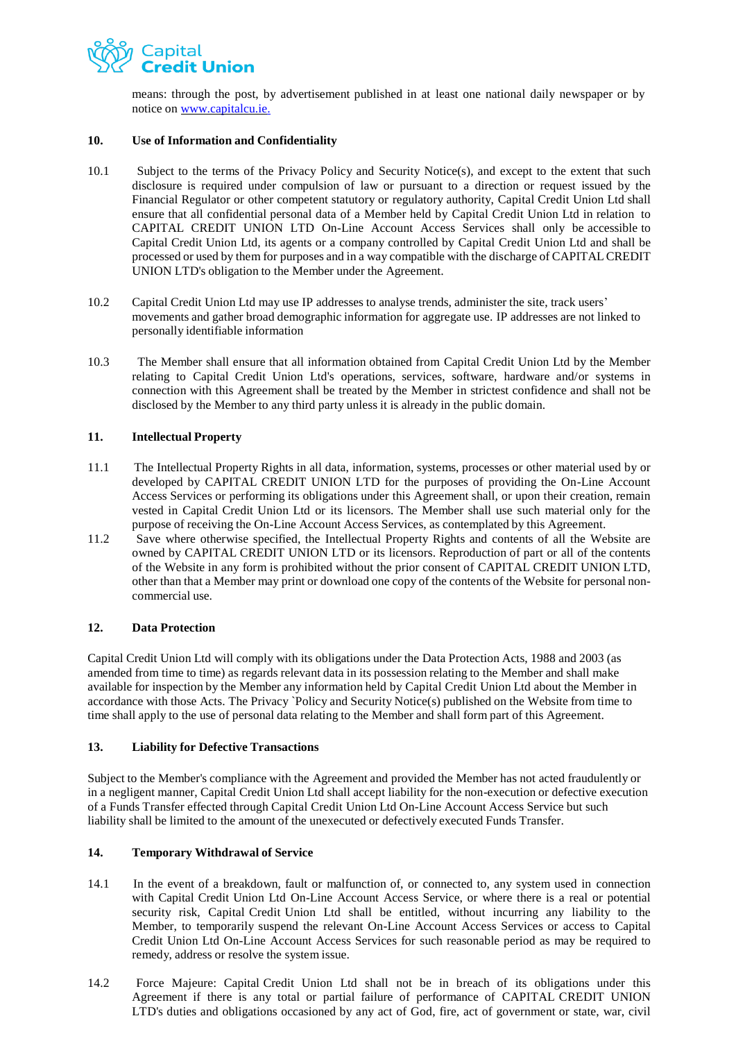means: through the post, by advertisement published in at least one national daily newspaper or by notice on [www.capitalcu.ie.](http://www.capitalcu.ie.)

**10. Use of Information and Confidentiality**

10.1 Subject to the terms of the Privacy Policy and Security Notice(s), and except to the extent that such disclosure is required under compulsion of law or pursuant to a direction or request issued by the Financial Regulator or other competent statutory or regulatory authority, Capital Credit Union Ltd shall ensure that all confidential personal data of a Member held by Capital Credit Union Ltd in relation to CAPITAL CREDIT UNION LTD On-Line Account Access Services shall only be accessible to Capital Credit Union Ltd, its agents or a company controlled by Capital Credit Union Ltd and shall be processed or used by them for purposes and in a way compatible with the discharge of CAPITAL CREDIT UNION LTD's obligation to the Member under the Agreement.

10.2 Capital Credit Union Ltd may use IP addresses to analyse trends, administer the site, track users' movements and gather broad demographic information for aggregate use. IP addresses are not linked to personally identifiable information

10.3 The Member shall ensure that all information obtained from Capital Credit Union Ltd by the Member relating to Capital Credit Union Ltd's operations, services, software, hardware and/or systems in connection with this Agreement shall be treated by the Member in strictest confidence and shall not be disclosed by the Member to any third party unless it is already in the public domain.

**11. Intellectual Property**

11.1 The Intellectual Property Rights in all data, information, systems, processes or other material used by or developed by CAPITAL CREDIT UNION LTD for the purposes of providing the On-Line Account Access Services or performing its obligations under this Agreement shall, or upon their creation, remain vested in Capital Credit Union Ltd or its licensors. The Member shall use such material only for the purpose of receiving the On-Line Account Access Services, as contemplated by this Agreement.

11.2 Save where otherwise specified, the Intellectual Property Rights and contents of all the Website are owned by CAPITAL CREDIT UNION LTD or its licensors. Reproduction of part or all of the contents of the Website in any form is prohibited without the prior consent of CAPITAL CREDIT UNION LTD, other than that a Member may print or download one copy of the contents of the Website for personal non-commercial use.

**12. Data Protection**

Capital Credit Union Ltd will comply with its obligations under the Data Protection Acts, 1988 and 2003 (as amended from time to time) as regards relevant data in its possession relating to the Member and shall make available for inspection by the Member any information held by Capital Credit Union Ltd about the Member in accordance with those Acts. The Privacy `Policy and Security Notice(s) published on the Website from time to time shall apply to the use of personal data relating to the Member and shall form part of this Agreement.

**13. Liability for Defective Transactions**

Subject to the Member's compliance with the Agreement and provided the Member has not acted fraudulently or in a negligent manner, Capital Credit Union Ltd shall accept liability for the non-execution or defective execution of a Funds Transfer effected through Capital Credit Union Ltd On-Line Account Access Service but such liability shall be limited to the amount of the unexecuted or defectively executed Funds Transfer.

**14. Temporary Withdrawal of Service**

14.1 In the event of a breakdown, fault or malfunction of, or connected to, any system used in connection with Capital Credit Union Ltd On-Line Account Access Service, or where there is a real or potential security risk, Capital Credit Union Ltd shall be entitled, without incurring any liability to the Member, to temporarily suspend the relevant On-Line Account Access Services or access to Capital Credit Union Ltd On-Line Account Access Services for such reasonable period as may be required to remedy, address or resolve the system issue.

14.2 Force Majeure: Capital Credit Union Ltd shall not be in breach of its obligations under this Agreement if there is any total or partial failure of performance of CAPITAL CREDIT UNION LTD's duties and obligations occasioned by any act of God, fire, act of government or state, war, civil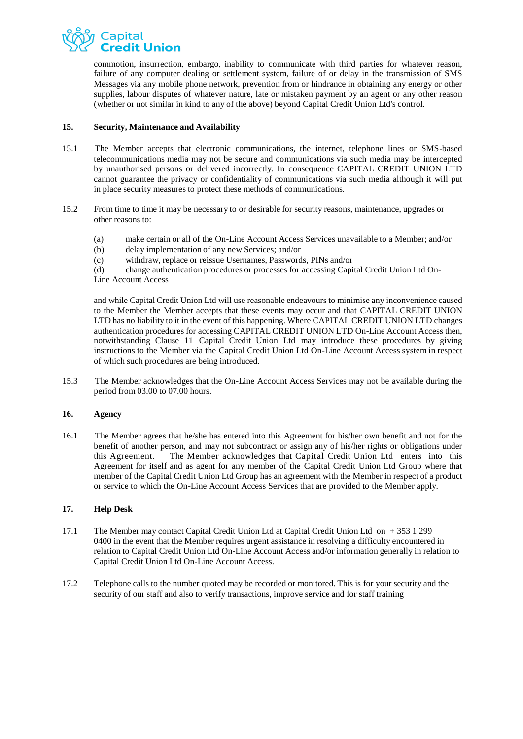commotion, insurrection, embargo, inability to communicate with third parties for whatever reason, failure of any computer dealing or settlement system, failure of or delay in the transmission of SMS Messages via any mobile phone network, prevention from or hindrance in obtaining any energy or other supplies, labour disputes of whatever nature, late or mistaken payment by an agent or any other reason (whether or not similar in kind to any of the above) beyond Capital Credit Union Ltd's control.

## 15. Security, Maintenance and Availability

15.1 The Member accepts that electronic communications, the internet, telephone lines or SMS-based telecommunications media may not be secure and communications via such media may be intercepted by unauthorised persons or delivered incorrectly. In consequence CAPITAL CREDIT UNION LTD cannot guarantee the privacy or confidentiality of communications via such media although it will put in place security measures to protect these methods of communications.

15.2 From time to time it may be necessary to or desirable for security reasons, maintenance, upgrades or other reasons to:

(a) make certain or all of the On-Line Account Access Services unavailable to a Member; and/or
(b) delay implementation of any new Services; and/or
(c) withdraw, replace or reissue Usernames, Passwords, PINs and/or
(d) change authentication procedures or processes for accessing Capital Credit Union Ltd On-Line Account Access

and while Capital Credit Union Ltd will use reasonable endeavours to minimise any inconvenience caused to the Member the Member accepts that these events may occur and that CAPITAL CREDIT UNION LTD has no liability to it in the event of this happening. Where CAPITAL CREDIT UNION LTD changes authentication procedures for accessing CAPITAL CREDIT UNION LTD On-Line Account Access then, notwithstanding Clause 11 Capital Credit Union Ltd may introduce these procedures by giving instructions to the Member via the Capital Credit Union Ltd On-Line Account Access system in respect of which such procedures are being introduced.

15.3 The Member acknowledges that the On-Line Account Access Services may not be available during the period from 03.00 to 07.00 hours.

## 16. Agency

16.1 The Member agrees that he/she has entered into this Agreement for his/her own benefit and not for the benefit of another person, and may not subcontract or assign any of his/her rights or obligations under this Agreement. The Member acknowledges that Capital Credit Union Ltd enters into this Agreement for itself and as agent for any member of the Capital Credit Union Ltd Group where that member of the Capital Credit Union Ltd Group has an agreement with the Member in respect of a product or service to which the On-Line Account Access Services that are provided to the Member apply.

## 17. Help Desk

17.1 The Member may contact Capital Credit Union Ltd at Capital Credit Union Ltd on + 353 1 299 0400 in the event that the Member requires urgent assistance in resolving a difficulty encountered in relation to Capital Credit Union Ltd On-Line Account Access and/or information generally in relation to Capital Credit Union Ltd On-Line Account Access.

17.2 Telephone calls to the number quoted may be recorded or monitored. This is for your security and the security of our staff and also to verify transactions, improve service and for staff training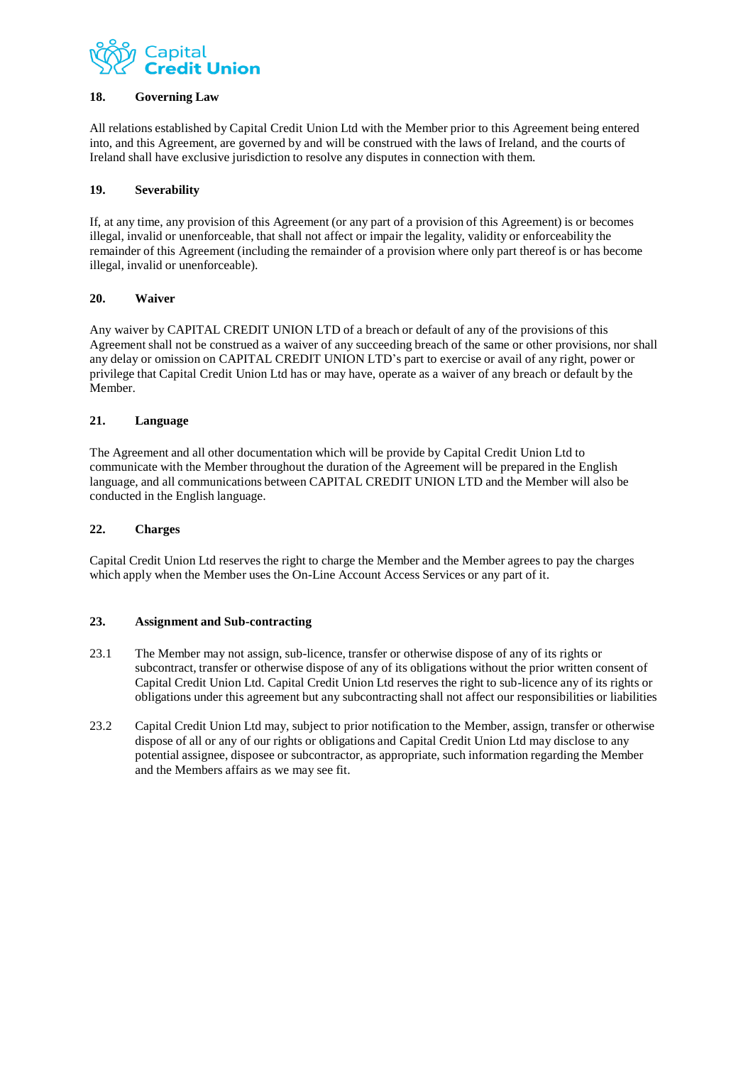## 18. Governing Law

All relations established by Capital Credit Union Ltd with the Member prior to this Agreement being entered into, and this Agreement, are governed by and will be construed with the laws of Ireland, and the courts of Ireland shall have exclusive jurisdiction to resolve any disputes in connection with them.

## 19. Severability

If, at any time, any provision of this Agreement (or any part of a provision of this Agreement) is or becomes illegal, invalid or unenforceable, that shall not affect or impair the legality, validity or enforceability the remainder of this Agreement (including the remainder of a provision where only part thereof is or has become illegal, invalid or unenforceable).

## 20. Waiver

Any waiver by CAPITAL CREDIT UNION LTD of a breach or default of any of the provisions of this Agreement shall not be construed as a waiver of any succeeding breach of the same or other provisions, nor shall any delay or omission on CAPITAL CREDIT UNION LTD's part to exercise or avail of any right, power or privilege that Capital Credit Union Ltd has or may have, operate as a waiver of any breach or default by the Member.

## 21. Language

The Agreement and all other documentation which will be provide by Capital Credit Union Ltd to communicate with the Member throughout the duration of the Agreement will be prepared in the English language, and all communications between CAPITAL CREDIT UNION LTD and the Member will also be conducted in the English language.

## 22. Charges

Capital Credit Union Ltd reserves the right to charge the Member and the Member agrees to pay the charges which apply when the Member uses the On-Line Account Access Services or any part of it.

## 23. Assignment and Sub-contracting

23.1 The Member may not assign, sub-licence, transfer or otherwise dispose of any of its rights or subcontract, transfer or otherwise dispose of any of its obligations without the prior written consent of Capital Credit Union Ltd. Capital Credit Union Ltd reserves the right to sub-licence any of its rights or obligations under this agreement but any subcontracting shall not affect our responsibilities or liabilities

23.2 Capital Credit Union Ltd may, subject to prior notification to the Member, assign, transfer or otherwise dispose of all or any of our rights or obligations and Capital Credit Union Ltd may disclose to any potential assignee, disposee or subcontractor, as appropriate, such information regarding the Member and the Members affairs as we may see fit.